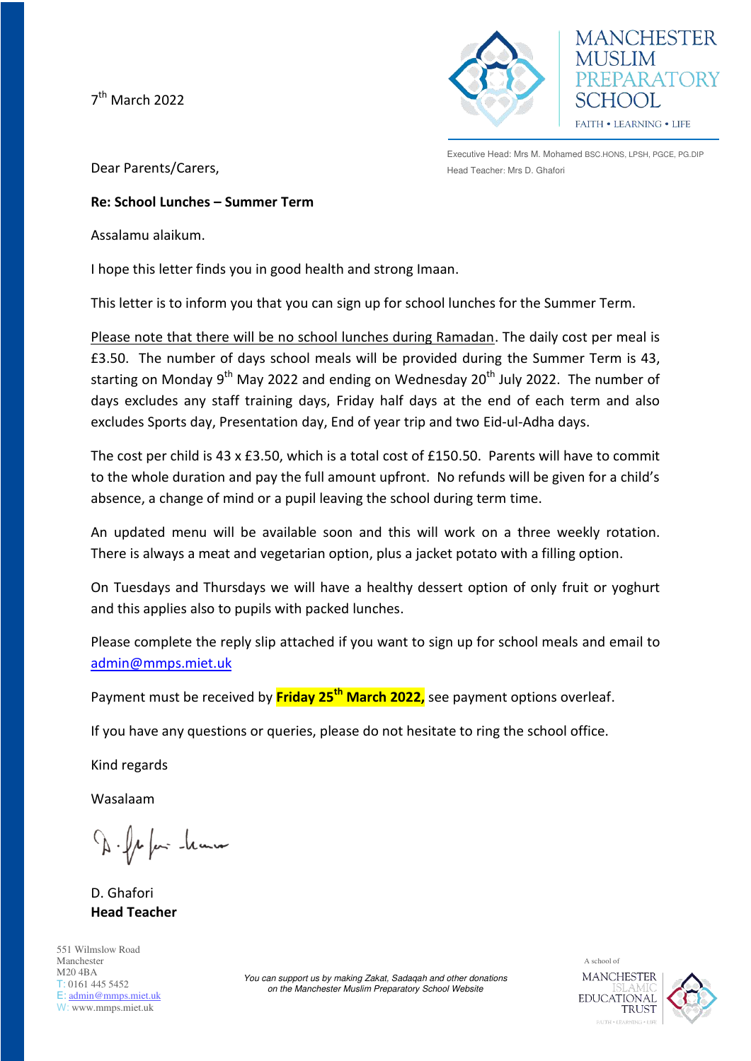7th March 2022

MANCHESTER MUSLIM PREPARATORY SCHOOL

FAITH • LEARNING • LIFE

Executive Head: Mrs M. Mohamed BSC.HONS, LPSH, PGCE, PG.DIP

Head Teacher: Mrs D. Ghafori

Dear Parents/Carers,

**Re: School Lunches – Summer Term**

Assalamu alaikum.

I hope this letter finds you in good health and strong Imaan.

This letter is to inform you that you can sign up for school lunches for the Summer Term.

Please note that there will be no school lunches during Ramadan. The daily cost per meal is £3.50. The number of days school meals will be provided during the Summer Term is 43, starting on Monday 9th May 2022 and ending on Wednesday 20th July 2022. The number of days excludes any staff training days, Friday half days at the end of each term and also excludes Sports day, Presentation day, End of year trip and two Eid-ul-Adha days.

The cost per child is 43 x £3.50, which is a total cost of £150.50. Parents will have to commit to the whole duration and pay the full amount upfront. No refunds will be given for a child's absence, a change of mind or a pupil leaving the school during term time.

An updated menu will be available soon and this will work on a three weekly rotation. There is always a meat and vegetarian option, plus a jacket potato with a filling option.

On Tuesdays and Thursdays we will have a healthy dessert option of only fruit or yoghurt and this applies also to pupils with packed lunches.

Please complete the reply slip attached if you want to sign up for school meals and email to admin@mmps.miet.uk

Payment must be received by **Friday 25th March 2022,** see payment options overleaf.

If you have any questions or queries, please do not hesitate to ring the school office.

Kind regards

Wasalaam

D. Ghafori

**Head Teacher**

551 Wilmslow Road
Manchester
M20 4BA
T: 0161 445 5452
E: admin@mmps.miet.uk
W: www.mmps.miet.uk

*You can support us by making Zakat, Sadaqah and other donations on the Manchester Muslim Preparatory School Website*

A school of MANCHESTER ISLAMIC EDUCATIONAL TRUST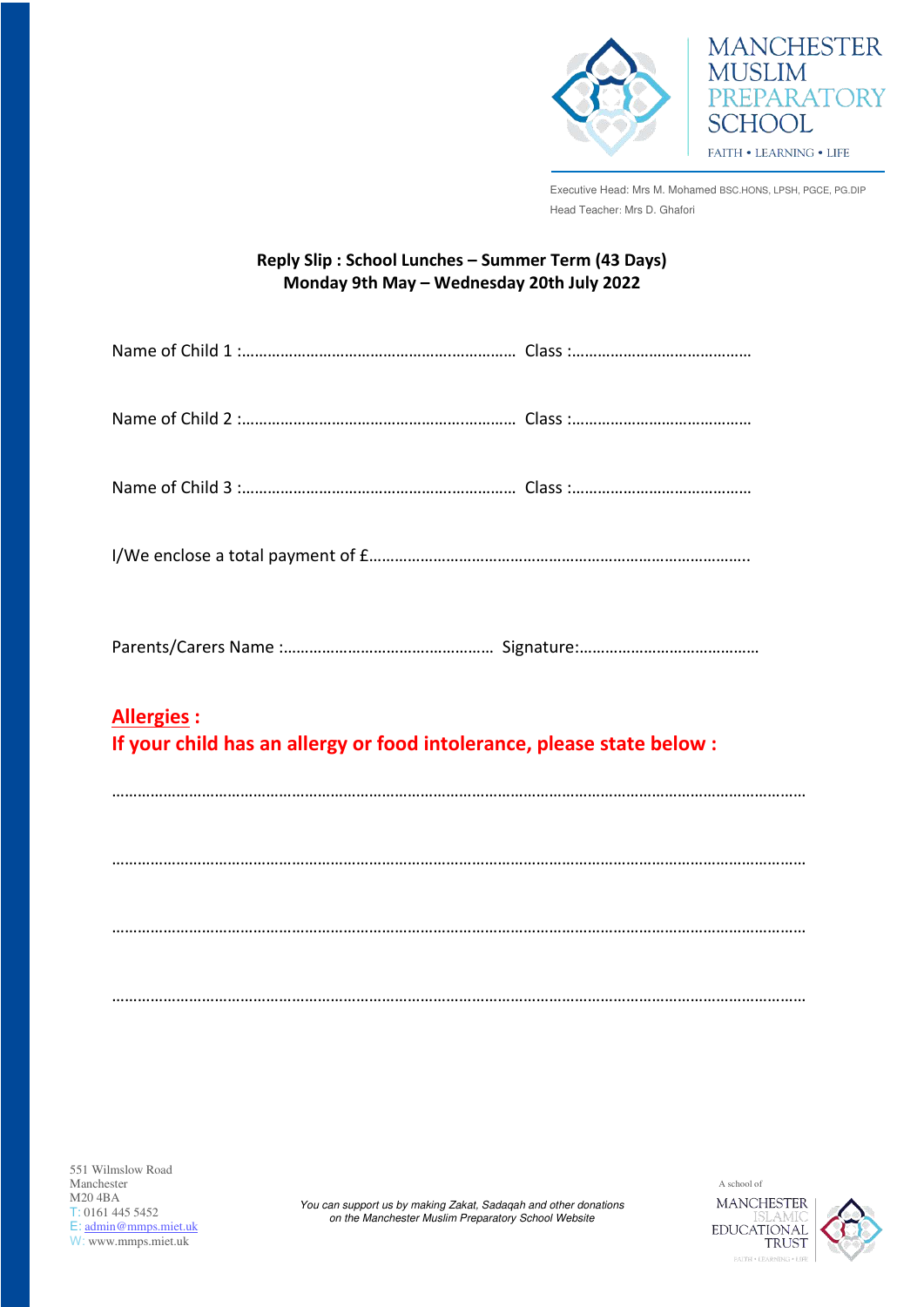MANCHESTER MUSLIM PREPARATORY SCHOOL

FAITH • LEARNING • LIFE

Executive Head: Mrs M. Mohamed BSC.HONS, LPSH, PGCE, PG.DIP

Head Teacher: Mrs D. Ghafori

**Reply Slip : School Lunches – Summer Term (43 Days)**
**Monday 9th May – Wednesday 20th July 2022**

Name of Child 1 :……………………………………………………… Class :……………………………………

Name of Child 2 :……………………………………………………… Class :……………………………………

Name of Child 3 :……………………………………………………… Class :……………………………………

I/We enclose a total payment of £…………………………………………………………………………….

Parents/Carers Name :………………………………………… Signature:……………………………………

**Allergies :**
**If your child has an allergy or food intolerance, please state below :**

…………………………………………………………………………………………………………………………………………

…………………………………………………………………………………………………………………………………………

…………………………………………………………………………………………………………………………………………

…………………………………………………………………………………………………………………………………………

551 Wilmslow Road
Manchester
M20 4BA
T: 0161 445 5452
E: admin@mmps.miet.uk
W: www.mmps.miet.uk

*You can support us by making Zakat, Sadaqah and other donations on the Manchester Muslim Preparatory School Website*

A school of MANCHESTER ISLAMIC EDUCATIONAL TRUST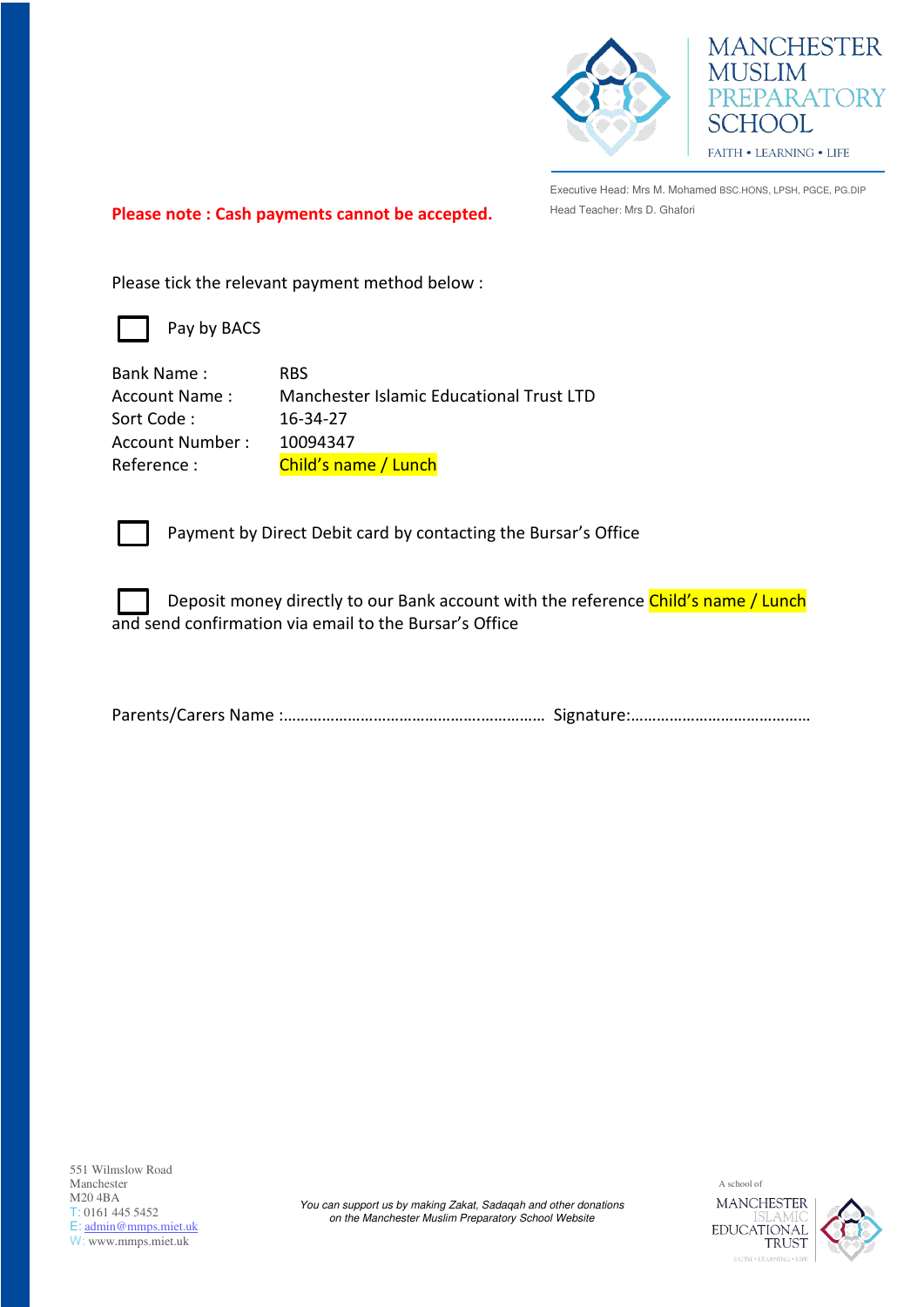MANCHESTER MUSLIM PREPARATORY SCHOOL

FAITH • LEARNING • LIFE

Executive Head: Mrs M. Mohamed BSC.HONS, LPSH, PGCE, PG.DIP

Head Teacher: Mrs D. Ghafori

**Please note : Cash payments cannot be accepted.**

Please tick the relevant payment method below :

☐ Pay by BACS

| | |
|---|---|
| Bank Name : | RBS |
| Account Name : | Manchester Islamic Educational Trust LTD |
| Sort Code : | 16-34-27 |
| Account Number : | 10094347 |
| Reference : | Child's name / Lunch |

☐ Payment by Direct Debit card by contacting the Bursar's Office

☐ Deposit money directly to our Bank account with the reference Child's name / Lunch and send confirmation via email to the Bursar's Office

Parents/Carers Name :…………………………………………………… Signature:……………………………………

551 Wilmslow Road
Manchester
M20 4BA
T: 0161 445 5452
E: admin@mmps.miet.uk
W: www.mmps.miet.uk

*You can support us by making Zakat, Sadaqah and other donations on the Manchester Muslim Preparatory School Website*

A school of MANCHESTER ISLAMIC EDUCATIONAL TRUST

FAITH • LEARNING • LIFE